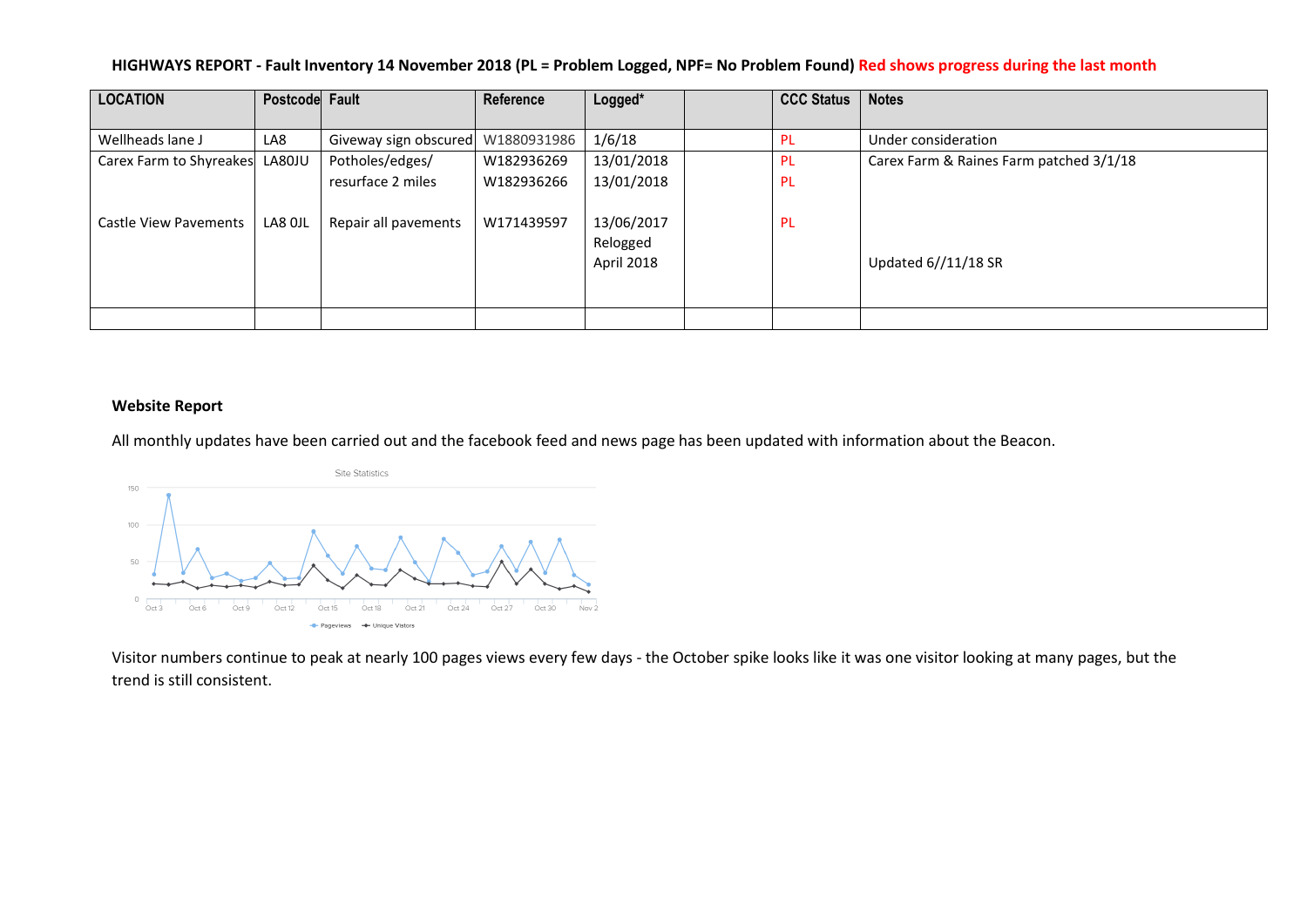**HIGHWAYS REPORT - Fault Inventory 14 November 2018 (PL = Problem Logged, NPF= No Problem Found) Red shows progress during the last month**

| LOCATION | Postcode | Fault | Reference | Logged* | | CCC Status | Notes |
|---|---|---|---|---|---|---|---|
| Wellheads lane J | LA8 | Giveway sign obscured | W1880931986 | 1/6/18 | | PL | Under consideration |
| Carex Farm to Shyreakes | LA80JU | Potholes/edges/ resurface 2 miles | W182936269<br>W182936266 | 13/01/2018<br>13/01/2018 | | PL<br>PL | Carex Farm & Raines Farm patched 3/1/18 |
| Castle View Pavements | LA8 0JL | Repair all pavements | W171439597 | 13/06/2017 Relogged April 2018 | | PL | Updated 6//11/18 SR |
| | | | | | | | |

**Website Report**

All monthly updates have been carried out and the facebook feed and news page has been updated with information about the Beacon.

Visitor numbers continue to peak at nearly 100 pages views every few days - the October spike looks like it was one visitor looking at many pages, but the trend is still consistent.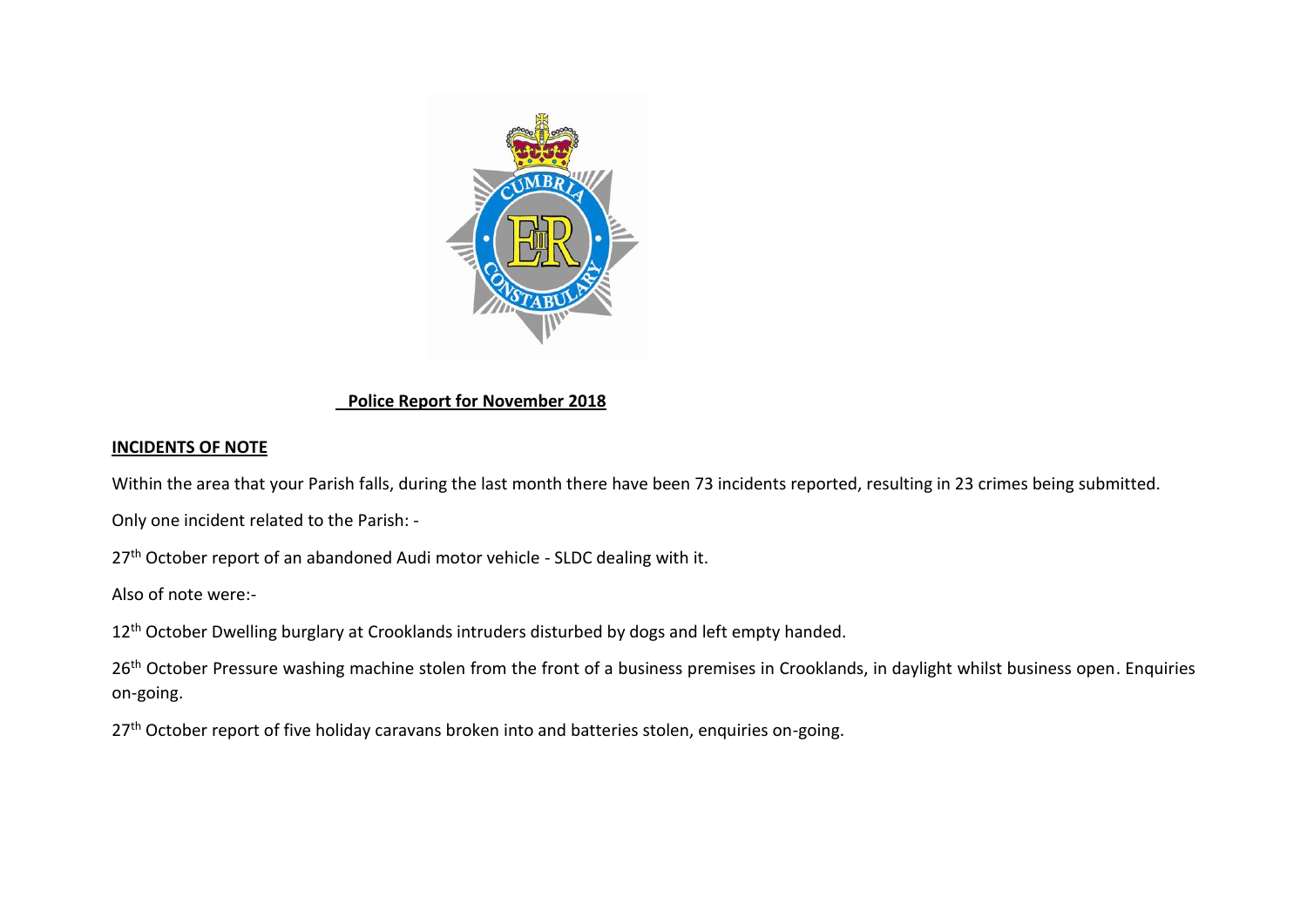**Police Report for November 2018**

**INCIDENTS OF NOTE**

Within the area that your Parish falls, during the last month there have been 73 incidents reported, resulting in 23 crimes being submitted.

Only one incident related to the Parish: -

27th October report of an abandoned Audi motor vehicle - SLDC dealing with it.

Also of note were:-

12th October Dwelling burglary at Crooklands intruders disturbed by dogs and left empty handed.

26th October Pressure washing machine stolen from the front of a business premises in Crooklands, in daylight whilst business open. Enquiries on-going.

27th October report of five holiday caravans broken into and batteries stolen, enquiries on-going.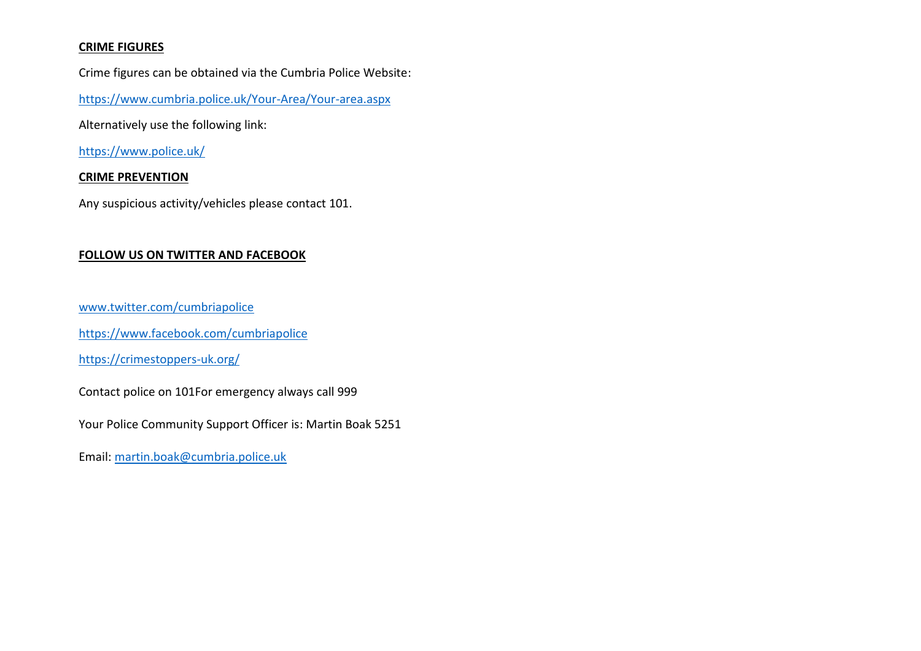**CRIME FIGURES**

Crime figures can be obtained via the Cumbria Police Website:

https://www.cumbria.police.uk/Your-Area/Your-area.aspx

Alternatively use the following link:

https://www.police.uk/

**CRIME PREVENTION**

Any suspicious activity/vehicles please contact 101.

**FOLLOW US ON TWITTER AND FACEBOOK**

www.twitter.com/cumbriapolice

https://www.facebook.com/cumbriapolice

https://crimestoppers-uk.org/

Contact police on 101For emergency always call 999

Your Police Community Support Officer is: Martin Boak 5251

Email: martin.boak@cumbria.police.uk